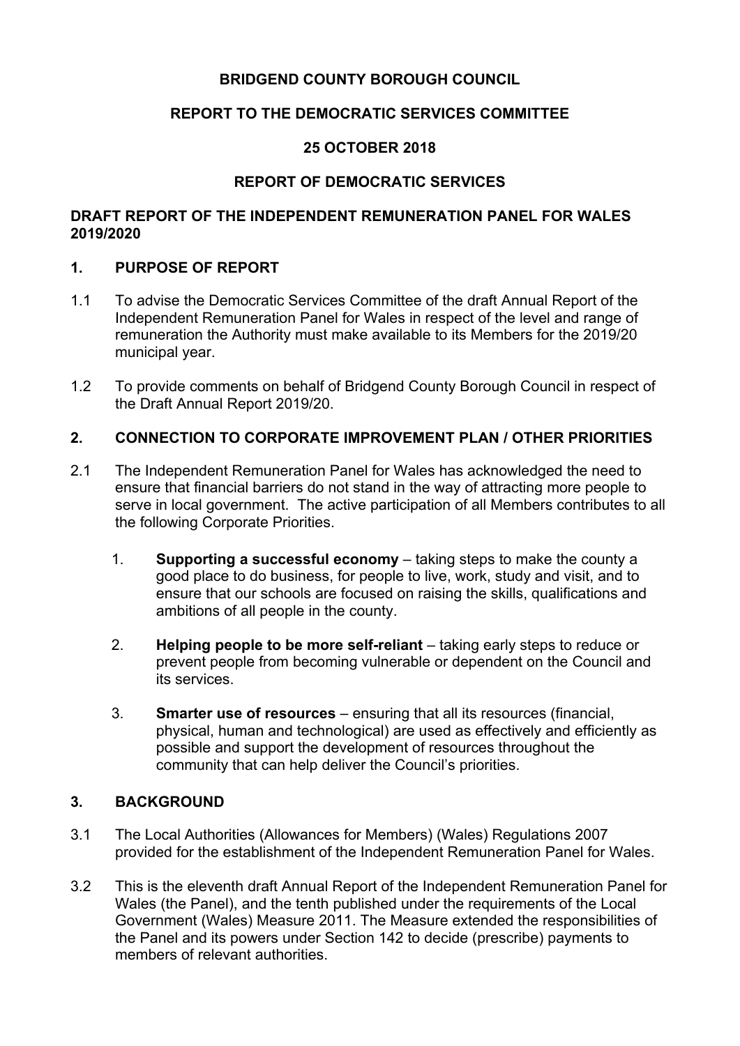**BRIDGEND COUNTY BOROUGH COUNCIL**

**REPORT TO THE DEMOCRATIC SERVICES COMMITTEE**

**25 OCTOBER 2018**

**REPORT OF DEMOCRATIC SERVICES**

**DRAFT REPORT OF THE INDEPENDENT REMUNERATION PANEL FOR WALES 2019/2020**

## 1. PURPOSE OF REPORT

1.1 To advise the Democratic Services Committee of the draft Annual Report of the Independent Remuneration Panel for Wales in respect of the level and range of remuneration the Authority must make available to its Members for the 2019/20 municipal year.

1.2 To provide comments on behalf of Bridgend County Borough Council in respect of the Draft Annual Report 2019/20.

## 2. CONNECTION TO CORPORATE IMPROVEMENT PLAN / OTHER PRIORITIES

2.1 The Independent Remuneration Panel for Wales has acknowledged the need to ensure that financial barriers do not stand in the way of attracting more people to serve in local government. The active participation of all Members contributes to all the following Corporate Priorities.

1. **Supporting a successful economy** – taking steps to make the county a good place to do business, for people to live, work, study and visit, and to ensure that our schools are focused on raising the skills, qualifications and ambitions of all people in the county.

2. **Helping people to be more self-reliant** – taking early steps to reduce or prevent people from becoming vulnerable or dependent on the Council and its services.

3. **Smarter use of resources** – ensuring that all its resources (financial, physical, human and technological) are used as effectively and efficiently as possible and support the development of resources throughout the community that can help deliver the Council's priorities.

## 3. BACKGROUND

3.1 The Local Authorities (Allowances for Members) (Wales) Regulations 2007 provided for the establishment of the Independent Remuneration Panel for Wales.

3.2 This is the eleventh draft Annual Report of the Independent Remuneration Panel for Wales (the Panel), and the tenth published under the requirements of the Local Government (Wales) Measure 2011. The Measure extended the responsibilities of the Panel and its powers under Section 142 to decide (prescribe) payments to members of relevant authorities.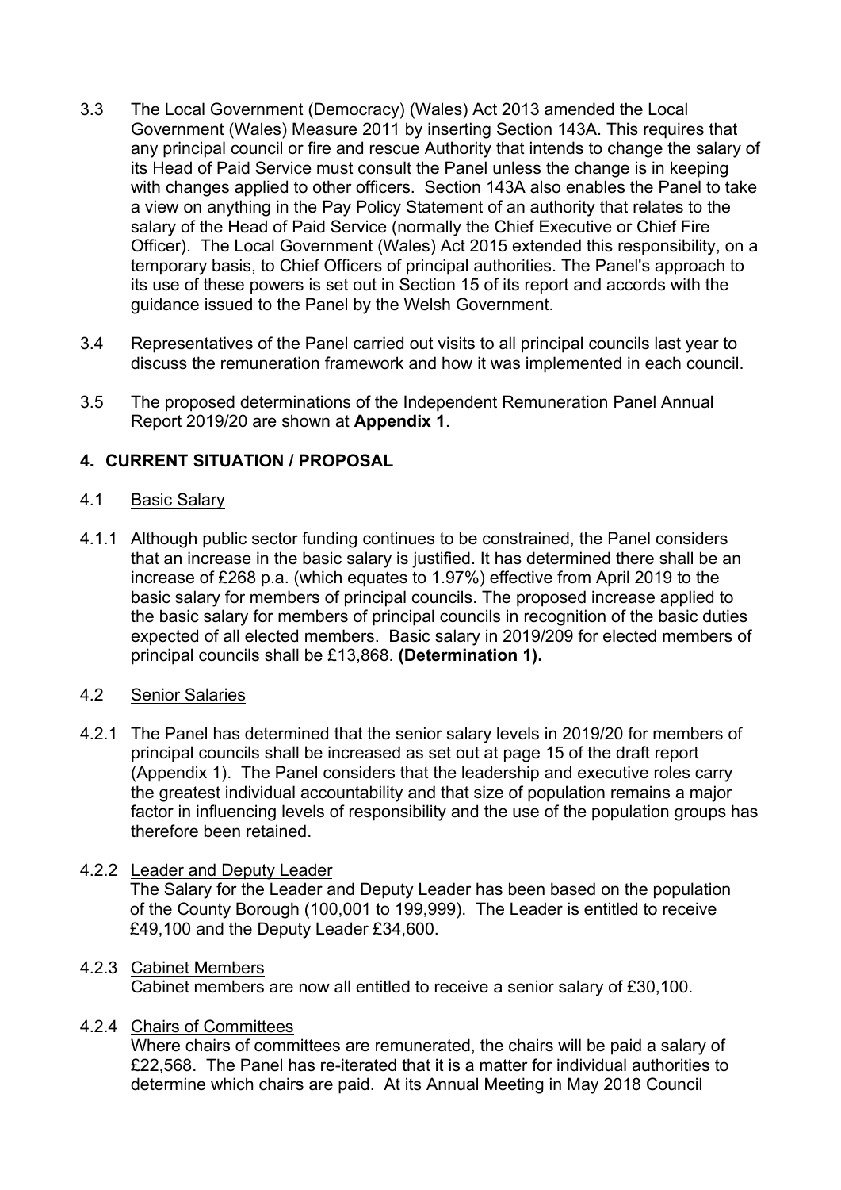3.3 The Local Government (Democracy) (Wales) Act 2013 amended the Local Government (Wales) Measure 2011 by inserting Section 143A. This requires that any principal council or fire and rescue Authority that intends to change the salary of its Head of Paid Service must consult the Panel unless the change is in keeping with changes applied to other officers. Section 143A also enables the Panel to take a view on anything in the Pay Policy Statement of an authority that relates to the salary of the Head of Paid Service (normally the Chief Executive or Chief Fire Officer). The Local Government (Wales) Act 2015 extended this responsibility, on a temporary basis, to Chief Officers of principal authorities. The Panel's approach to its use of these powers is set out in Section 15 of its report and accords with the guidance issued to the Panel by the Welsh Government.

3.4 Representatives of the Panel carried out visits to all principal councils last year to discuss the remuneration framework and how it was implemented in each council.

3.5 The proposed determinations of the Independent Remuneration Panel Annual Report 2019/20 are shown at **Appendix 1**.

## 4. CURRENT SITUATION / PROPOSAL

4.1 Basic Salary

4.1.1 Although public sector funding continues to be constrained, the Panel considers that an increase in the basic salary is justified. It has determined there shall be an increase of £268 p.a. (which equates to 1.97%) effective from April 2019 to the basic salary for members of principal councils. The proposed increase applied to the basic salary for members of principal councils in recognition of the basic duties expected of all elected members. Basic salary in 2019/209 for elected members of principal councils shall be £13,868. **(Determination 1).**

4.2 Senior Salaries

4.2.1 The Panel has determined that the senior salary levels in 2019/20 for members of principal councils shall be increased as set out at page 15 of the draft report (Appendix 1). The Panel considers that the leadership and executive roles carry the greatest individual accountability and that size of population remains a major factor in influencing levels of responsibility and the use of the population groups has therefore been retained.

4.2.2 Leader and Deputy Leader
The Salary for the Leader and Deputy Leader has been based on the population of the County Borough (100,001 to 199,999). The Leader is entitled to receive £49,100 and the Deputy Leader £34,600.

4.2.3 Cabinet Members
Cabinet members are now all entitled to receive a senior salary of £30,100.

4.2.4 Chairs of Committees
Where chairs of committees are remunerated, the chairs will be paid a salary of £22,568. The Panel has re-iterated that it is a matter for individual authorities to determine which chairs are paid. At its Annual Meeting in May 2018 Council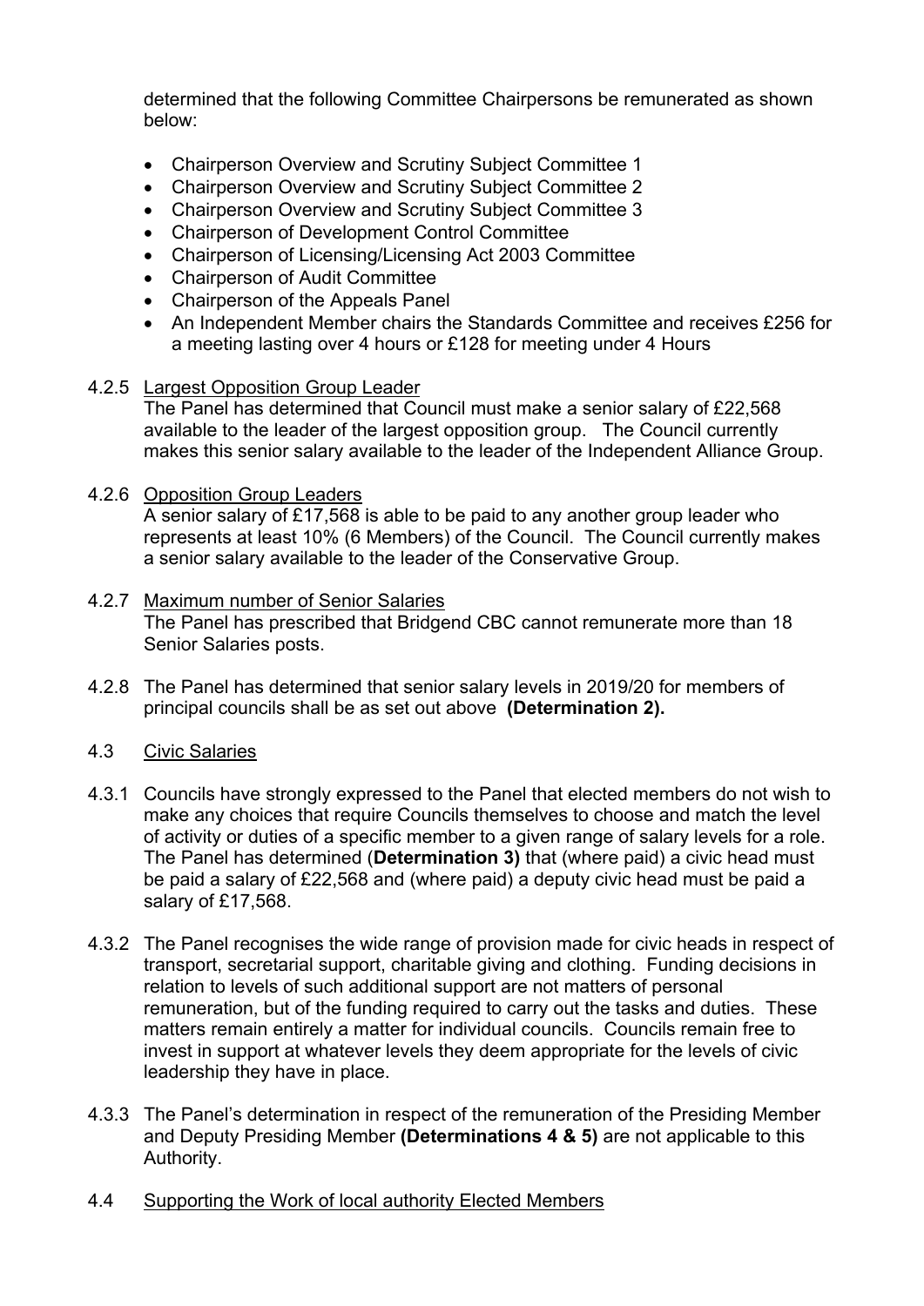determined that the following Committee Chairpersons be remunerated as shown below:

- Chairperson Overview and Scrutiny Subject Committee 1
- Chairperson Overview and Scrutiny Subject Committee 2
- Chairperson Overview and Scrutiny Subject Committee 3
- Chairperson of Development Control Committee
- Chairperson of Licensing/Licensing Act 2003 Committee
- Chairperson of Audit Committee
- Chairperson of the Appeals Panel
- An Independent Member chairs the Standards Committee and receives £256 for a meeting lasting over 4 hours or £128 for meeting under 4 Hours

4.2.5 Largest Opposition Group Leader
The Panel has determined that Council must make a senior salary of £22,568 available to the leader of the largest opposition group. The Council currently makes this senior salary available to the leader of the Independent Alliance Group.

4.2.6 Opposition Group Leaders
A senior salary of £17,568 is able to be paid to any another group leader who represents at least 10% (6 Members) of the Council. The Council currently makes a senior salary available to the leader of the Conservative Group.

4.2.7 Maximum number of Senior Salaries
The Panel has prescribed that Bridgend CBC cannot remunerate more than 18 Senior Salaries posts.

4.2.8 The Panel has determined that senior salary levels in 2019/20 for members of principal councils shall be as set out above **(Determination 2).**

4.3 Civic Salaries

4.3.1 Councils have strongly expressed to the Panel that elected members do not wish to make any choices that require Councils themselves to choose and match the level of activity or duties of a specific member to a given range of salary levels for a role. The Panel has determined (**Determination 3)** that (where paid) a civic head must be paid a salary of £22,568 and (where paid) a deputy civic head must be paid a salary of £17,568.

4.3.2 The Panel recognises the wide range of provision made for civic heads in respect of transport, secretarial support, charitable giving and clothing. Funding decisions in relation to levels of such additional support are not matters of personal remuneration, but of the funding required to carry out the tasks and duties. These matters remain entirely a matter for individual councils. Councils remain free to invest in support at whatever levels they deem appropriate for the levels of civic leadership they have in place.

4.3.3 The Panel's determination in respect of the remuneration of the Presiding Member and Deputy Presiding Member **(Determinations 4 & 5)** are not applicable to this Authority.

4.4 Supporting the Work of local authority Elected Members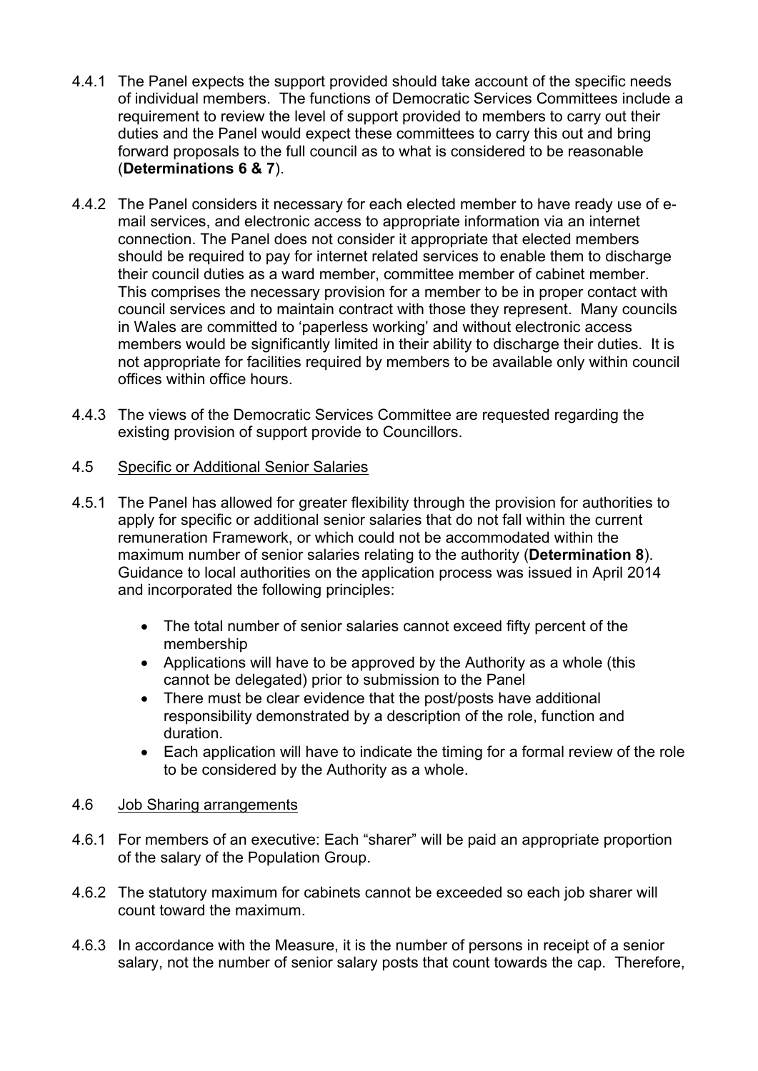4.4.1 The Panel expects the support provided should take account of the specific needs of individual members. The functions of Democratic Services Committees include a requirement to review the level of support provided to members to carry out their duties and the Panel would expect these committees to carry this out and bring forward proposals to the full council as to what is considered to be reasonable (**Determinations 6 & 7**).

4.4.2 The Panel considers it necessary for each elected member to have ready use of e-mail services, and electronic access to appropriate information via an internet connection. The Panel does not consider it appropriate that elected members should be required to pay for internet related services to enable them to discharge their council duties as a ward member, committee member of cabinet member. This comprises the necessary provision for a member to be in proper contact with council services and to maintain contract with those they represent. Many councils in Wales are committed to 'paperless working' and without electronic access members would be significantly limited in their ability to discharge their duties. It is not appropriate for facilities required by members to be available only within council offices within office hours.

4.4.3 The views of the Democratic Services Committee are requested regarding the existing provision of support provide to Councillors.

4.5 <u>Specific or Additional Senior Salaries</u>

4.5.1 The Panel has allowed for greater flexibility through the provision for authorities to apply for specific or additional senior salaries that do not fall within the current remuneration Framework, or which could not be accommodated within the maximum number of senior salaries relating to the authority (**Determination 8**). Guidance to local authorities on the application process was issued in April 2014 and incorporated the following principles:

- The total number of senior salaries cannot exceed fifty percent of the membership
- Applications will have to be approved by the Authority as a whole (this cannot be delegated) prior to submission to the Panel
- There must be clear evidence that the post/posts have additional responsibility demonstrated by a description of the role, function and duration.
- Each application will have to indicate the timing for a formal review of the role to be considered by the Authority as a whole.

4.6 <u>Job Sharing arrangements</u>

4.6.1 For members of an executive: Each "sharer" will be paid an appropriate proportion of the salary of the Population Group.

4.6.2 The statutory maximum for cabinets cannot be exceeded so each job sharer will count toward the maximum.

4.6.3 In accordance with the Measure, it is the number of persons in receipt of a senior salary, not the number of senior salary posts that count towards the cap. Therefore,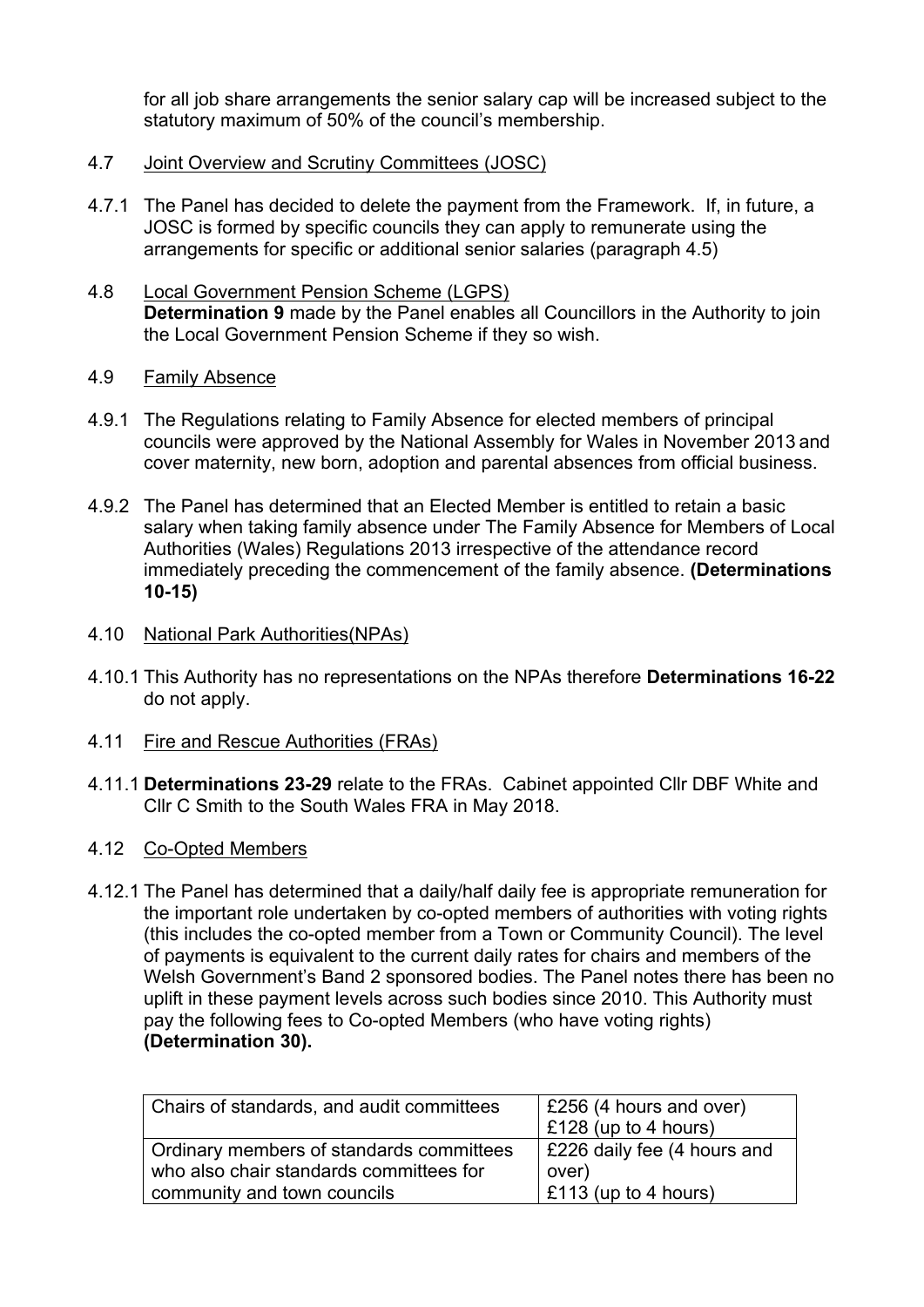for all job share arrangements the senior salary cap will be increased subject to the statutory maximum of 50% of the council's membership.

4.7 Joint Overview and Scrutiny Committees (JOSC)

4.7.1 The Panel has decided to delete the payment from the Framework. If, in future, a JOSC is formed by specific councils they can apply to remunerate using the arrangements for specific or additional senior salaries (paragraph 4.5)

4.8 Local Government Pension Scheme (LGPS)
**Determination 9** made by the Panel enables all Councillors in the Authority to join the Local Government Pension Scheme if they so wish.

4.9 Family Absence

4.9.1 The Regulations relating to Family Absence for elected members of principal councils were approved by the National Assembly for Wales in November 2013 and cover maternity, new born, adoption and parental absences from official business.

4.9.2 The Panel has determined that an Elected Member is entitled to retain a basic salary when taking family absence under The Family Absence for Members of Local Authorities (Wales) Regulations 2013 irrespective of the attendance record immediately preceding the commencement of the family absence. **(Determinations 10-15)**

4.10 National Park Authorities(NPAs)

4.10.1 This Authority has no representations on the NPAs therefore **Determinations 16-22** do not apply.

4.11 Fire and Rescue Authorities (FRAs)

4.11.1 **Determinations 23-29** relate to the FRAs. Cabinet appointed Cllr DBF White and Cllr C Smith to the South Wales FRA in May 2018.

4.12 Co-Opted Members

4.12.1 The Panel has determined that a daily/half daily fee is appropriate remuneration for the important role undertaken by co-opted members of authorities with voting rights (this includes the co-opted member from a Town or Community Council). The level of payments is equivalent to the current daily rates for chairs and members of the Welsh Government's Band 2 sponsored bodies. The Panel notes there has been no uplift in these payment levels across such bodies since 2010. This Authority must pay the following fees to Co-opted Members (who have voting rights) **(Determination 30).**

| | |
|---|---|
| Chairs of standards, and audit committees | £256 (4 hours and over)<br>£128 (up to 4 hours) |
| Ordinary members of standards committees who also chair standards committees for community and town councils | £226 daily fee (4 hours and over)<br>£113 (up to 4 hours) |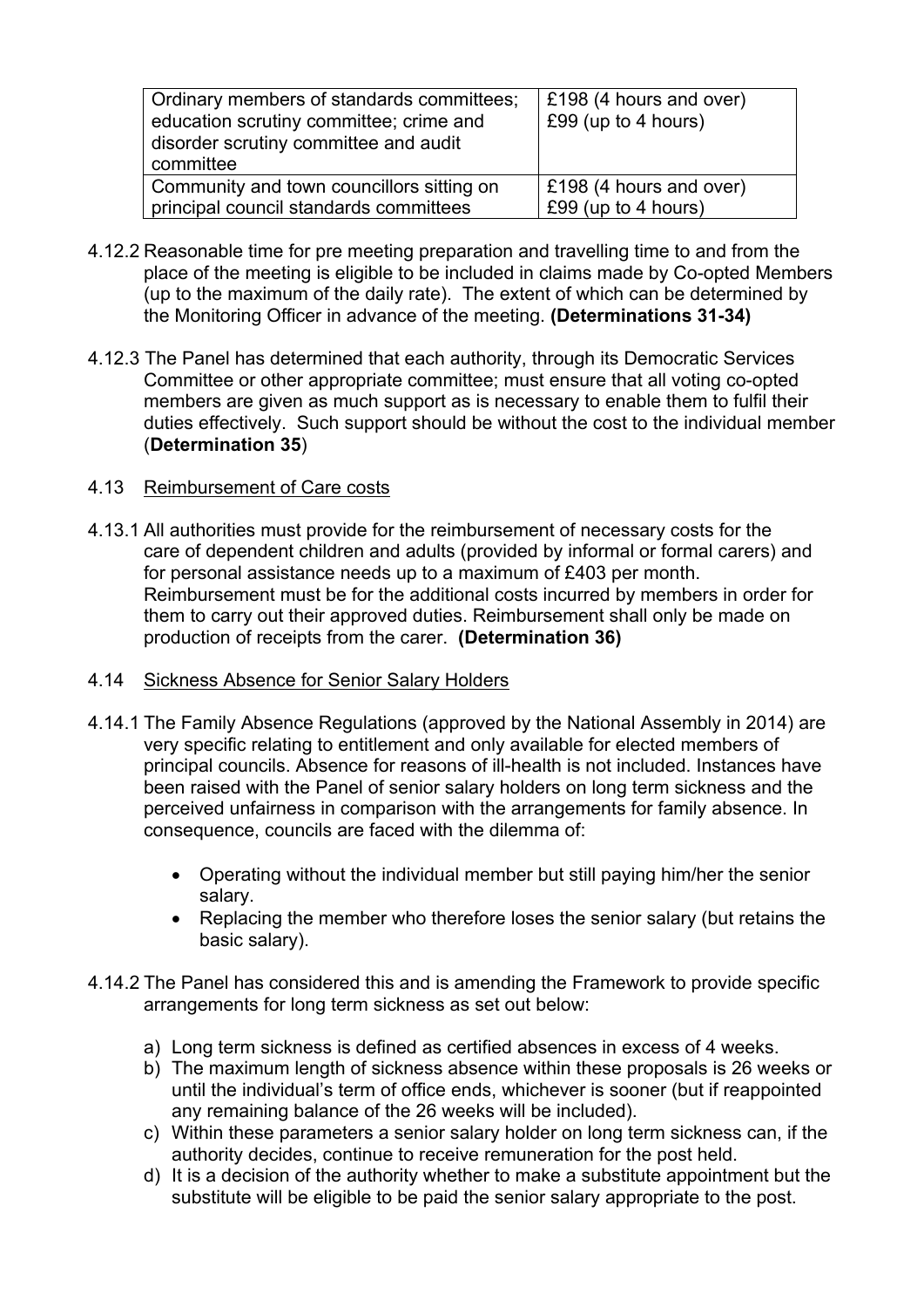| Ordinary members of standards committees; education scrutiny committee; crime and disorder scrutiny committee and audit committee | £198 (4 hours and over)<br>£99 (up to 4 hours) |
|---|---|
| Community and town councillors sitting on principal council standards committees | £198 (4 hours and over)<br>£99 (up to 4 hours) |

4.12.2 Reasonable time for pre meeting preparation and travelling time to and from the place of the meeting is eligible to be included in claims made by Co-opted Members (up to the maximum of the daily rate). The extent of which can be determined by the Monitoring Officer in advance of the meeting. **(Determinations 31-34)**

4.12.3 The Panel has determined that each authority, through its Democratic Services Committee or other appropriate committee; must ensure that all voting co-opted members are given as much support as is necessary to enable them to fulfil their duties effectively. Such support should be without the cost to the individual member (**Determination 35**)

4.13 Reimbursement of Care costs

4.13.1 All authorities must provide for the reimbursement of necessary costs for the care of dependent children and adults (provided by informal or formal carers) and for personal assistance needs up to a maximum of £403 per month. Reimbursement must be for the additional costs incurred by members in order for them to carry out their approved duties. Reimbursement shall only be made on production of receipts from the carer. **(Determination 36)**

4.14 Sickness Absence for Senior Salary Holders

4.14.1 The Family Absence Regulations (approved by the National Assembly in 2014) are very specific relating to entitlement and only available for elected members of principal councils. Absence for reasons of ill-health is not included. Instances have been raised with the Panel of senior salary holders on long term sickness and the perceived unfairness in comparison with the arrangements for family absence. In consequence, councils are faced with the dilemma of:

- Operating without the individual member but still paying him/her the senior salary.
- Replacing the member who therefore loses the senior salary (but retains the basic salary).

4.14.2 The Panel has considered this and is amending the Framework to provide specific arrangements for long term sickness as set out below:

a) Long term sickness is defined as certified absences in excess of 4 weeks.
b) The maximum length of sickness absence within these proposals is 26 weeks or until the individual's term of office ends, whichever is sooner (but if reappointed any remaining balance of the 26 weeks will be included).
c) Within these parameters a senior salary holder on long term sickness can, if the authority decides, continue to receive remuneration for the post held.
d) It is a decision of the authority whether to make a substitute appointment but the substitute will be eligible to be paid the senior salary appropriate to the post.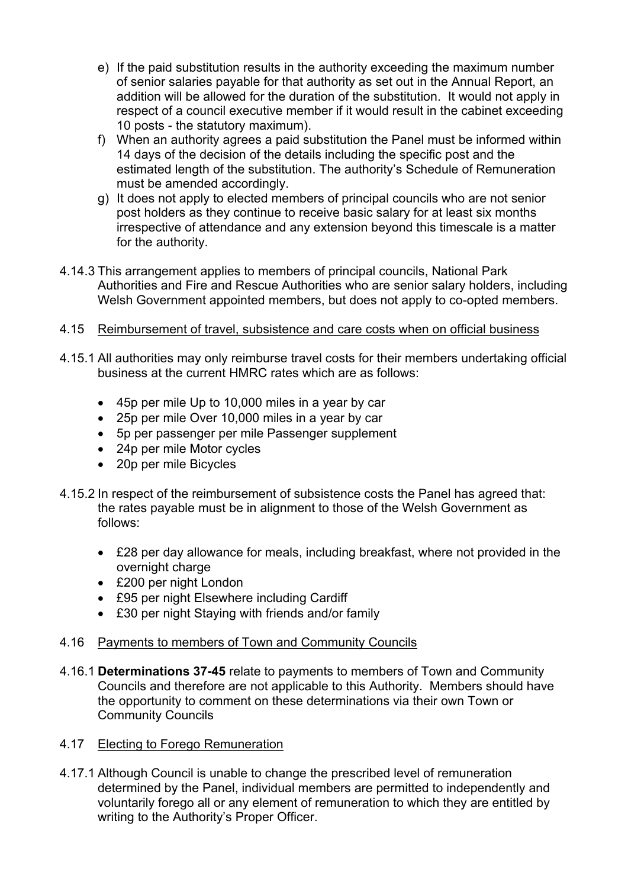e) If the paid substitution results in the authority exceeding the maximum number of senior salaries payable for that authority as set out in the Annual Report, an addition will be allowed for the duration of the substitution. It would not apply in respect of a council executive member if it would result in the cabinet exceeding 10 posts - the statutory maximum).

f) When an authority agrees a paid substitution the Panel must be informed within 14 days of the decision of the details including the specific post and the estimated length of the substitution. The authority's Schedule of Remuneration must be amended accordingly.

g) It does not apply to elected members of principal councils who are not senior post holders as they continue to receive basic salary for at least six months irrespective of attendance and any extension beyond this timescale is a matter for the authority.

4.14.3 This arrangement applies to members of principal councils, National Park Authorities and Fire and Rescue Authorities who are senior salary holders, including Welsh Government appointed members, but does not apply to co-opted members.

4.15 <u>Reimbursement of travel, subsistence and care costs when on official business</u>

4.15.1 All authorities may only reimburse travel costs for their members undertaking official business at the current HMRC rates which are as follows:

- 45p per mile Up to 10,000 miles in a year by car
- 25p per mile Over 10,000 miles in a year by car
- 5p per passenger per mile Passenger supplement
- 24p per mile Motor cycles
- 20p per mile Bicycles

4.15.2 In respect of the reimbursement of subsistence costs the Panel has agreed that: the rates payable must be in alignment to those of the Welsh Government as follows:

- £28 per day allowance for meals, including breakfast, where not provided in the overnight charge
- £200 per night London
- £95 per night Elsewhere including Cardiff
- £30 per night Staying with friends and/or family

4.16 <u>Payments to members of Town and Community Councils</u>

4.16.1 **Determinations 37-45** relate to payments to members of Town and Community Councils and therefore are not applicable to this Authority. Members should have the opportunity to comment on these determinations via their own Town or Community Councils

4.17 <u>Electing to Forego Remuneration</u>

4.17.1 Although Council is unable to change the prescribed level of remuneration determined by the Panel, individual members are permitted to independently and voluntarily forego all or any element of remuneration to which they are entitled by writing to the Authority's Proper Officer.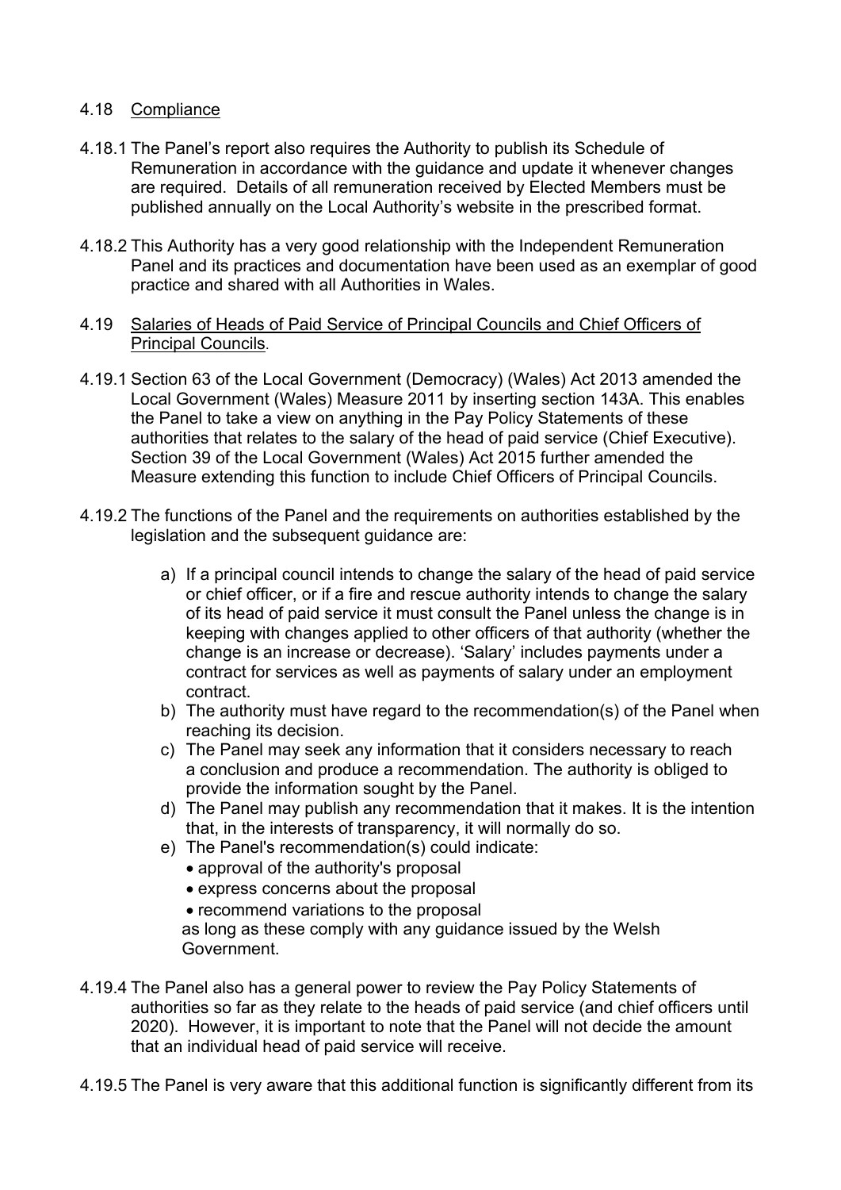4.18 Compliance

4.18.1 The Panel's report also requires the Authority to publish its Schedule of Remuneration in accordance with the guidance and update it whenever changes are required. Details of all remuneration received by Elected Members must be published annually on the Local Authority's website in the prescribed format.

4.18.2 This Authority has a very good relationship with the Independent Remuneration Panel and its practices and documentation have been used as an exemplar of good practice and shared with all Authorities in Wales.

4.19 Salaries of Heads of Paid Service of Principal Councils and Chief Officers of Principal Councils.

4.19.1 Section 63 of the Local Government (Democracy) (Wales) Act 2013 amended the Local Government (Wales) Measure 2011 by inserting section 143A. This enables the Panel to take a view on anything in the Pay Policy Statements of these authorities that relates to the salary of the head of paid service (Chief Executive). Section 39 of the Local Government (Wales) Act 2015 further amended the Measure extending this function to include Chief Officers of Principal Councils.

4.19.2 The functions of the Panel and the requirements on authorities established by the legislation and the subsequent guidance are:

a) If a principal council intends to change the salary of the head of paid service or chief officer, or if a fire and rescue authority intends to change the salary of its head of paid service it must consult the Panel unless the change is in keeping with changes applied to other officers of that authority (whether the change is an increase or decrease). 'Salary' includes payments under a contract for services as well as payments of salary under an employment contract.
b) The authority must have regard to the recommendation(s) of the Panel when reaching its decision.
c) The Panel may seek any information that it considers necessary to reach a conclusion and produce a recommendation. The authority is obliged to provide the information sought by the Panel.
d) The Panel may publish any recommendation that it makes. It is the intention that, in the interests of transparency, it will normally do so.
e) The Panel's recommendation(s) could indicate:
   - approval of the authority's proposal
   - express concerns about the proposal
   - recommend variations to the proposal

   as long as these comply with any guidance issued by the Welsh Government.

4.19.4 The Panel also has a general power to review the Pay Policy Statements of authorities so far as they relate to the heads of paid service (and chief officers until 2020). However, it is important to note that the Panel will not decide the amount that an individual head of paid service will receive.

4.19.5 The Panel is very aware that this additional function is significantly different from its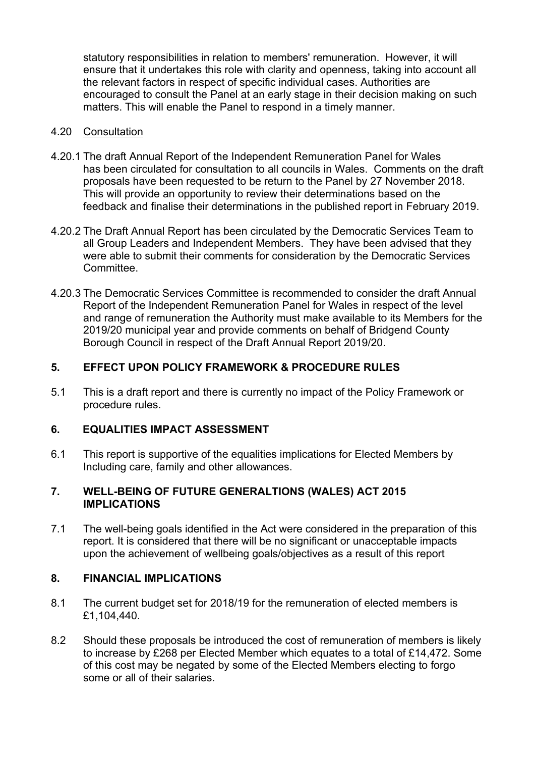statutory responsibilities in relation to members' remuneration. However, it will ensure that it undertakes this role with clarity and openness, taking into account all the relevant factors in respect of specific individual cases. Authorities are encouraged to consult the Panel at an early stage in their decision making on such matters. This will enable the Panel to respond in a timely manner.

4.20 Consultation

4.20.1 The draft Annual Report of the Independent Remuneration Panel for Wales has been circulated for consultation to all councils in Wales. Comments on the draft proposals have been requested to be return to the Panel by 27 November 2018. This will provide an opportunity to review their determinations based on the feedback and finalise their determinations in the published report in February 2019.

4.20.2 The Draft Annual Report has been circulated by the Democratic Services Team to all Group Leaders and Independent Members. They have been advised that they were able to submit their comments for consideration by the Democratic Services Committee.

4.20.3 The Democratic Services Committee is recommended to consider the draft Annual Report of the Independent Remuneration Panel for Wales in respect of the level and range of remuneration the Authority must make available to its Members for the 2019/20 municipal year and provide comments on behalf of Bridgend County Borough Council in respect of the Draft Annual Report 2019/20.

## 5. EFFECT UPON POLICY FRAMEWORK & PROCEDURE RULES

5.1 This is a draft report and there is currently no impact of the Policy Framework or procedure rules.

## 6. EQUALITIES IMPACT ASSESSMENT

6.1 This report is supportive of the equalities implications for Elected Members by Including care, family and other allowances.

## 7. WELL-BEING OF FUTURE GENERALTIONS (WALES) ACT 2015 IMPLICATIONS

7.1 The well-being goals identified in the Act were considered in the preparation of this report. It is considered that there will be no significant or unacceptable impacts upon the achievement of wellbeing goals/objectives as a result of this report

## 8. FINANCIAL IMPLICATIONS

8.1 The current budget set for 2018/19 for the remuneration of elected members is £1,104,440.

8.2 Should these proposals be introduced the cost of remuneration of members is likely to increase by £268 per Elected Member which equates to a total of £14,472. Some of this cost may be negated by some of the Elected Members electing to forgo some or all of their salaries.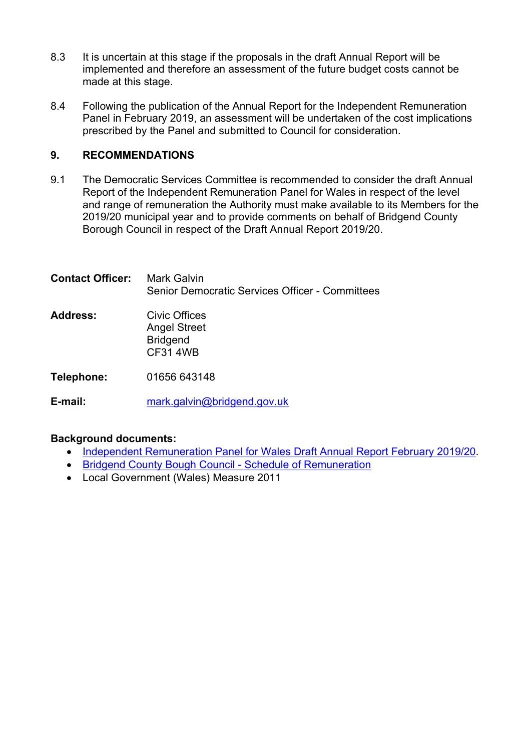8.3 It is uncertain at this stage if the proposals in the draft Annual Report will be implemented and therefore an assessment of the future budget costs cannot be made at this stage.

8.4 Following the publication of the Annual Report for the Independent Remuneration Panel in February 2019, an assessment will be undertaken of the cost implications prescribed by the Panel and submitted to Council for consideration.

## 9. RECOMMENDATIONS

9.1 The Democratic Services Committee is recommended to consider the draft Annual Report of the Independent Remuneration Panel for Wales in respect of the level and range of remuneration the Authority must make available to its Members for the 2019/20 municipal year and to provide comments on behalf of Bridgend County Borough Council in respect of the Draft Annual Report 2019/20.

**Contact Officer:** Mark Galvin
Senior Democratic Services Officer - Committees

**Address:** Civic Offices
Angel Street
Bridgend
CF31 4WB

**Telephone:** 01656 643148

**E-mail:** mark.galvin@bridgend.gov.uk

**Background documents:**

- Independent Remuneration Panel for Wales Draft Annual Report February 2019/20.
- Bridgend County Bough Council - Schedule of Remuneration
- Local Government (Wales) Measure 2011